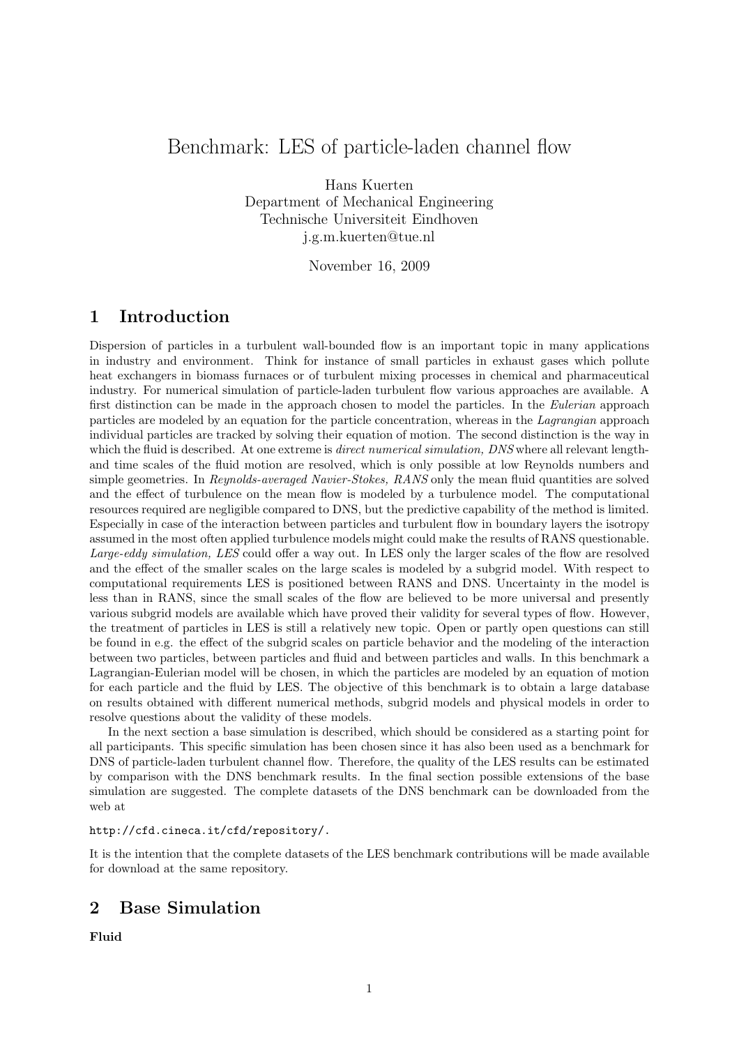// Benchmark: LES of particle-laden channel flow

Hans Kuerten
Department of Mechanical Engineering
Technische Universiteit Eindhoven
j.g.m.kuerten@tue.nl

November 16, 2009

## 1 Introduction

Dispersion of particles in a turbulent wall-bounded flow is an important topic in many applications in industry and environment. Think for instance of small particles in exhaust gases which pollute heat exchangers in biomass furnaces or of turbulent mixing processes in chemical and pharmaceutical industry. For numerical simulation of particle-laden turbulent flow various approaches are available. A first distinction can be made in the approach chosen to model the particles. In the *Eulerian* approach particles are modeled by an equation for the particle concentration, whereas in the *Lagrangian* approach individual particles are tracked by solving their equation of motion. The second distinction is the way in which the fluid is described. At one extreme is *direct numerical simulation, DNS* where all relevant length- and time scales of the fluid motion are resolved, which is only possible at low Reynolds numbers and simple geometries. In *Reynolds-averaged Navier-Stokes, RANS* only the mean fluid quantities are solved and the effect of turbulence on the mean flow is modeled by a turbulence model. The computational resources required are negligible compared to DNS, but the predictive capability of the method is limited. Especially in case of the interaction between particles and turbulent flow in boundary layers the isotropy assumed in the most often applied turbulence models might could make the results of RANS questionable. *Large-eddy simulation, LES* could offer a way out. In LES only the larger scales of the flow are resolved and the effect of the smaller scales on the large scales is modeled by a subgrid model. With respect to computational requirements LES is positioned between RANS and DNS. Uncertainty in the model is less than in RANS, since the small scales of the flow are believed to be more universal and presently various subgrid models are available which have proved their validity for several types of flow. However, the treatment of particles in LES is still a relatively new topic. Open or partly open questions can still be found in e.g. the effect of the subgrid scales on particle behavior and the modeling of the interaction between two particles, between particles and fluid and between particles and walls. In this benchmark a Lagrangian-Eulerian model will be chosen, in which the particles are modeled by an equation of motion for each particle and the fluid by LES. The objective of this benchmark is to obtain a large database on results obtained with different numerical methods, subgrid models and physical models in order to resolve questions about the validity of these models.

In the next section a base simulation is described, which should be considered as a starting point for all participants. This specific simulation has been chosen since it has also been used as a benchmark for DNS of particle-laden turbulent channel flow. Therefore, the quality of the LES results can be estimated by comparison with the DNS benchmark results. In the final section possible extensions of the base simulation are suggested. The complete datasets of the DNS benchmark can be downloaded from the web at

http://cfd.cineca.it/cfd/repository/.

It is the intention that the complete datasets of the LES benchmark contributions will be made available for download at the same repository.

## 2 Base Simulation

**Fluid**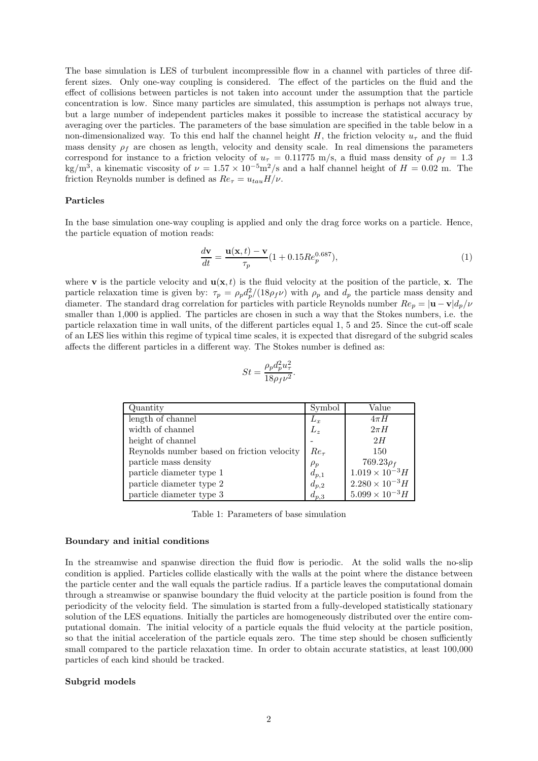The base simulation is LES of turbulent incompressible flow in a channel with particles of three different sizes. Only one-way coupling is considered. The effect of the particles on the fluid and the effect of collisions between particles is not taken into account under the assumption that the particle concentration is low. Since many particles are simulated, this assumption is perhaps not always true, but a large number of independent particles makes it possible to increase the statistical accuracy by averaging over the particles. The parameters of the base simulation are specified in the table below in a non-dimensionalized way. To this end half the channel height $H$, the friction velocity $u_\tau$ and the fluid mass density $\rho_f$ are chosen as length, velocity and density scale. In real dimensions the parameters correspond for instance to a friction velocity of $u_\tau = 0.11775$ m/s, a fluid mass density of $\rho_f = 1.3$ kg/m$^3$, a kinematic viscosity of $\nu = 1.57 \times 10^{-5}$m$^2$/s and a half channel height of $H = 0.02$ m. The friction Reynolds number is defined as $Re_\tau = u_{tau}H/\nu$.

**Particles**

In the base simulation one-way coupling is applied and only the drag force works on a particle. Hence, the particle equation of motion reads:

$$\frac{d\mathbf{v}}{dt} = \frac{\mathbf{u}(\mathbf{x},t) - \mathbf{v}}{\tau_p}(1 + 0.15Re_p^{0.687}), \tag{1}$$

where $\mathbf{v}$ is the particle velocity and $\mathbf{u}(\mathbf{x},t)$ is the fluid velocity at the position of the particle, $\mathbf{x}$. The particle relaxation time is given by: $\tau_p = \rho_p d_p^2/(18\rho_f\nu)$ with $\rho_p$ and $d_p$ the particle mass density and diameter. The standard drag correlation for particles with particle Reynolds number $Re_p = |\mathbf{u} - \mathbf{v}|d_p/\nu$ smaller than 1,000 is applied. The particles are chosen in such a way that the Stokes numbers, i.e. the particle relaxation time in wall units, of the different particles equal 1, 5 and 25. Since the cut-off scale of an LES lies within this regime of typical time scales, it is expected that disregard of the subgrid scales affects the different particles in a different way. The Stokes number is defined as:

$$St = \frac{\rho_p d_p^2 u_\tau^2}{18\rho_f\nu^2}.$$

| Quantity | Symbol | Value |
|---|---|---|
| length of channel | $L_x$ | $4\pi H$ |
| width of channel | $L_z$ | $2\pi H$ |
| height of channel | - | $2H$ |
| Reynolds number based on friction velocity | $Re_\tau$ | 150 |
| particle mass density | $\rho_p$ | $769.23\rho_f$ |
| particle diameter type 1 | $d_{p,1}$ | $1.019 \times 10^{-3}H$ |
| particle diameter type 2 | $d_{p,2}$ | $2.280 \times 10^{-3}H$ |
| particle diameter type 3 | $d_{p,3}$ | $5.099 \times 10^{-3}H$ |

Table 1: Parameters of base simulation

**Boundary and initial conditions**

In the streamwise and spanwise direction the fluid flow is periodic. At the solid walls the no-slip condition is applied. Particles collide elastically with the walls at the point where the distance between the particle center and the wall equals the particle radius. If a particle leaves the computational domain through a streamwise or spanwise boundary the fluid velocity at the particle position is found from the periodicity of the velocity field. The simulation is started from a fully-developed statistically stationary solution of the LES equations. Initially the particles are homogeneously distributed over the entire computational domain. The initial velocity of a particle equals the fluid velocity at the particle position, so that the initial acceleration of the particle equals zero. The time step should be chosen sufficiently small compared to the particle relaxation time. In order to obtain accurate statistics, at least 100,000 particles of each kind should be tracked.

**Subgrid models**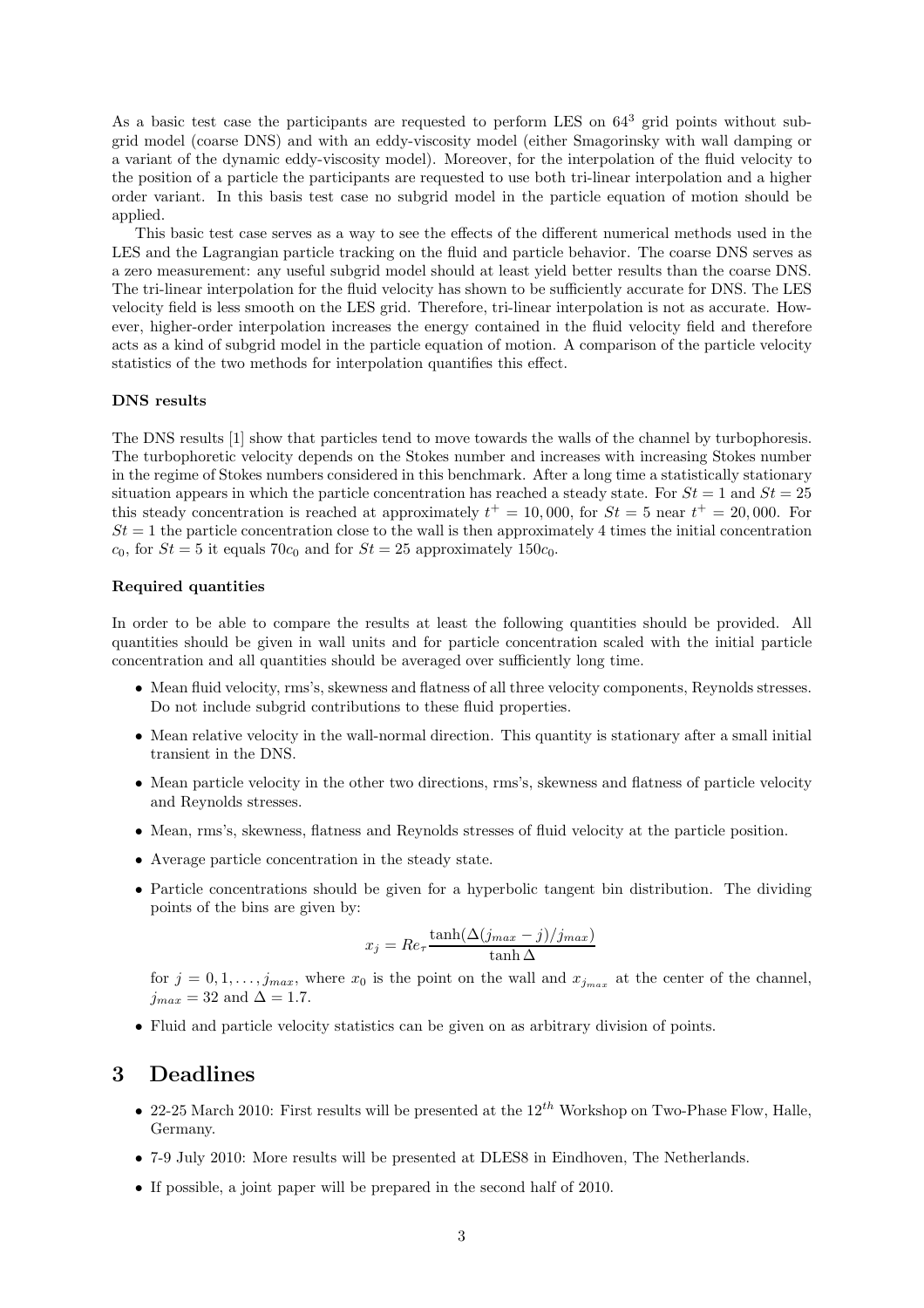As a basic test case the participants are requested to perform LES on $64^3$ grid points without subgrid model (coarse DNS) and with an eddy-viscosity model (either Smagorinsky with wall damping or a variant of the dynamic eddy-viscosity model). Moreover, for the interpolation of the fluid velocity to the position of a particle the participants are requested to use both tri-linear interpolation and a higher order variant. In this basis test case no subgrid model in the particle equation of motion should be applied.

This basic test case serves as a way to see the effects of the different numerical methods used in the LES and the Lagrangian particle tracking on the fluid and particle behavior. The coarse DNS serves as a zero measurement: any useful subgrid model should at least yield better results than the coarse DNS. The tri-linear interpolation for the fluid velocity has shown to be sufficiently accurate for DNS. The LES velocity field is less smooth on the LES grid. Therefore, tri-linear interpolation is not as accurate. However, higher-order interpolation increases the energy contained in the fluid velocity field and therefore acts as a kind of subgrid model in the particle equation of motion. A comparison of the particle velocity statistics of the two methods for interpolation quantifies this effect.

#### DNS results

The DNS results [1] show that particles tend to move towards the walls of the channel by turbophoresis. The turbophoretic velocity depends on the Stokes number and increases with increasing Stokes number in the regime of Stokes numbers considered in this benchmark. After a long time a statistically stationary situation appears in which the particle concentration has reached a steady state. For $St = 1$ and $St = 25$ this steady concentration is reached at approximately $t^+ = 10,000$, for $St = 5$ near $t^+ = 20,000$. For $St = 1$ the particle concentration close to the wall is then approximately 4 times the initial concentration $c_0$, for $St = 5$ it equals $70c_0$ and for $St = 25$ approximately $150c_0$.

#### Required quantities

In order to be able to compare the results at least the following quantities should be provided. All quantities should be given in wall units and for particle concentration scaled with the initial particle concentration and all quantities should be averaged over sufficiently long time.

- Mean fluid velocity, rms's, skewness and flatness of all three velocity components, Reynolds stresses. Do not include subgrid contributions to these fluid properties.
- Mean relative velocity in the wall-normal direction. This quantity is stationary after a small initial transient in the DNS.
- Mean particle velocity in the other two directions, rms's, skewness and flatness of particle velocity and Reynolds stresses.
- Mean, rms's, skewness, flatness and Reynolds stresses of fluid velocity at the particle position.
- Average particle concentration in the steady state.
- Particle concentrations should be given for a hyperbolic tangent bin distribution. The dividing points of the bins are given by:

$$x_j = Re_\tau \frac{\tanh(\Delta(j_{max} - j)/j_{max})}{\tanh \Delta}$$

  for $j = 0, 1, \ldots, j_{max}$, where $x_0$ is the point on the wall and $x_{j_{max}}$ at the center of the channel, $j_{max} = 32$ and $\Delta = 1.7$.
- Fluid and particle velocity statistics can be given on as arbitrary division of points.

## 3 Deadlines

- 22-25 March 2010: First results will be presented at the $12^{th}$ Workshop on Two-Phase Flow, Halle, Germany.
- 7-9 July 2010: More results will be presented at DLES8 in Eindhoven, The Netherlands.
- If possible, a joint paper will be prepared in the second half of 2010.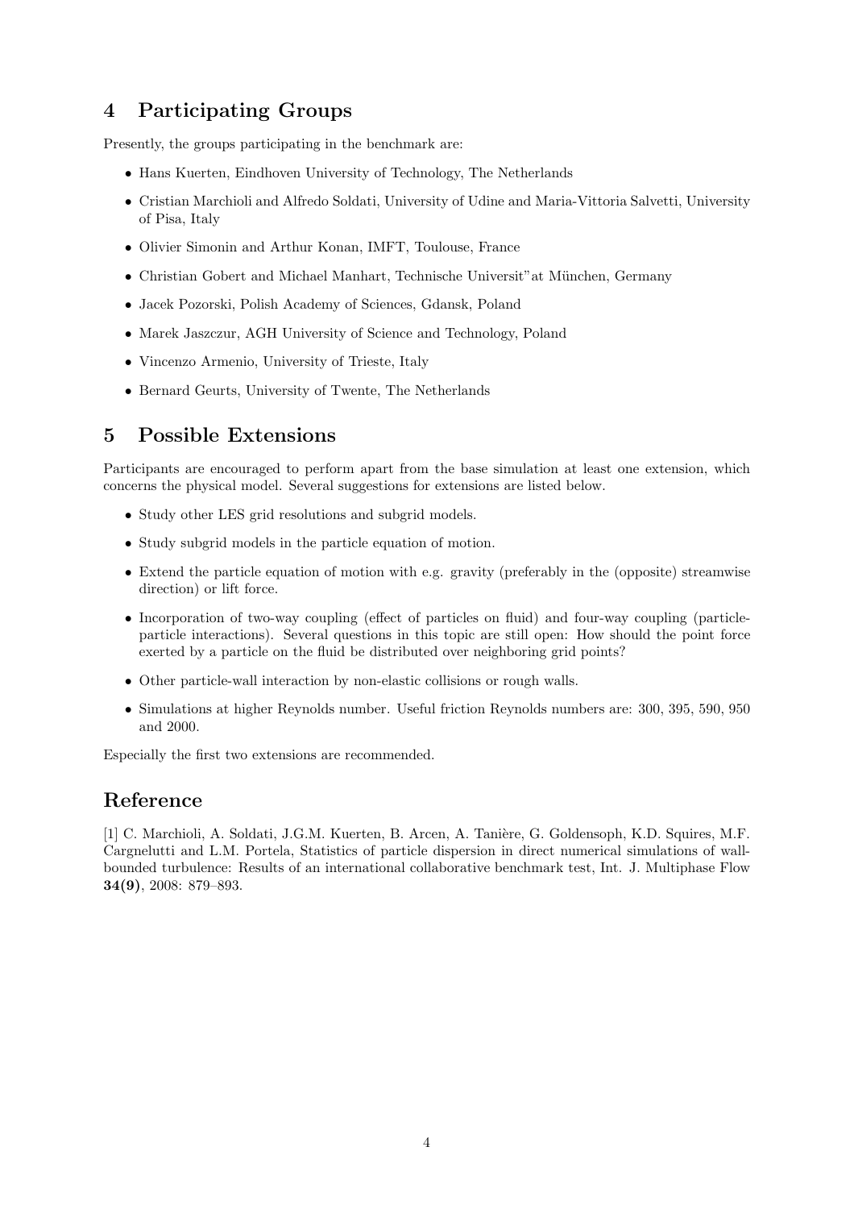## 4 Participating Groups

Presently, the groups participating in the benchmark are:

- Hans Kuerten, Eindhoven University of Technology, The Netherlands
- Cristian Marchioli and Alfredo Soldati, University of Udine and Maria-Vittoria Salvetti, University of Pisa, Italy
- Olivier Simonin and Arthur Konan, IMFT, Toulouse, France
- Christian Gobert and Michael Manhart, Technische Universit"at München, Germany
- Jacek Pozorski, Polish Academy of Sciences, Gdansk, Poland
- Marek Jaszczur, AGH University of Science and Technology, Poland
- Vincenzo Armenio, University of Trieste, Italy
- Bernard Geurts, University of Twente, The Netherlands

## 5 Possible Extensions

Participants are encouraged to perform apart from the base simulation at least one extension, which concerns the physical model. Several suggestions for extensions are listed below.

- Study other LES grid resolutions and subgrid models.
- Study subgrid models in the particle equation of motion.
- Extend the particle equation of motion with e.g. gravity (preferably in the (opposite) streamwise direction) or lift force.
- Incorporation of two-way coupling (effect of particles on fluid) and four-way coupling (particle-particle interactions). Several questions in this topic are still open: How should the point force exerted by a particle on the fluid be distributed over neighboring grid points?
- Other particle-wall interaction by non-elastic collisions or rough walls.
- Simulations at higher Reynolds number. Useful friction Reynolds numbers are: 300, 395, 590, 950 and 2000.

Especially the first two extensions are recommended.

## Reference

[1] C. Marchioli, A. Soldati, J.G.M. Kuerten, B. Arcen, A. Tanière, G. Goldensoph, K.D. Squires, M.F. Cargnelutti and L.M. Portela, Statistics of particle dispersion in direct numerical simulations of wall-bounded turbulence: Results of an international collaborative benchmark test, Int. J. Multiphase Flow **34(9)**, 2008: 879–893.